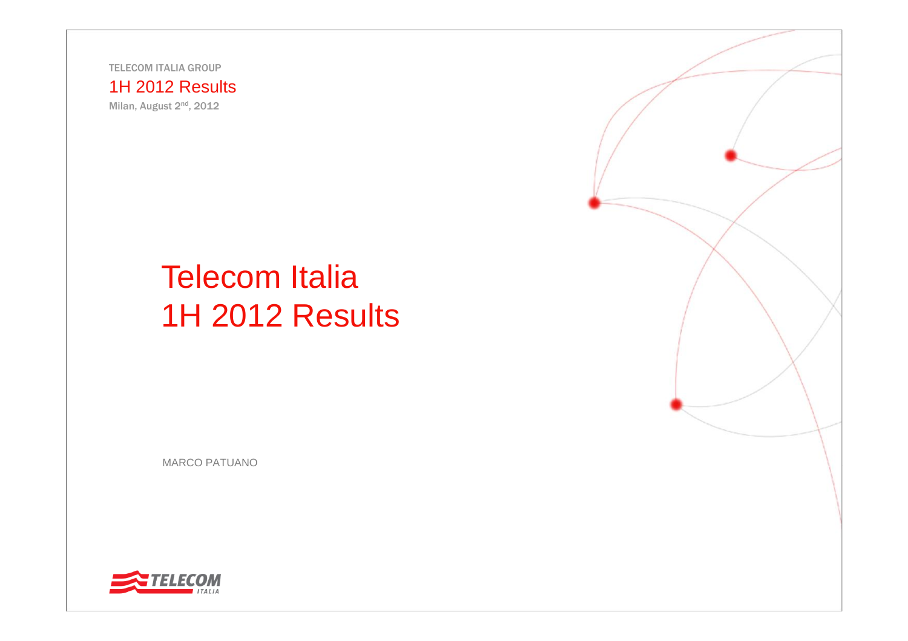TELECOM ITALIA GROUP

1H 2012 Results

Milan, August 2nd, 2012

# Telecom Italia 1H 2012 Results

MARCO PATUANO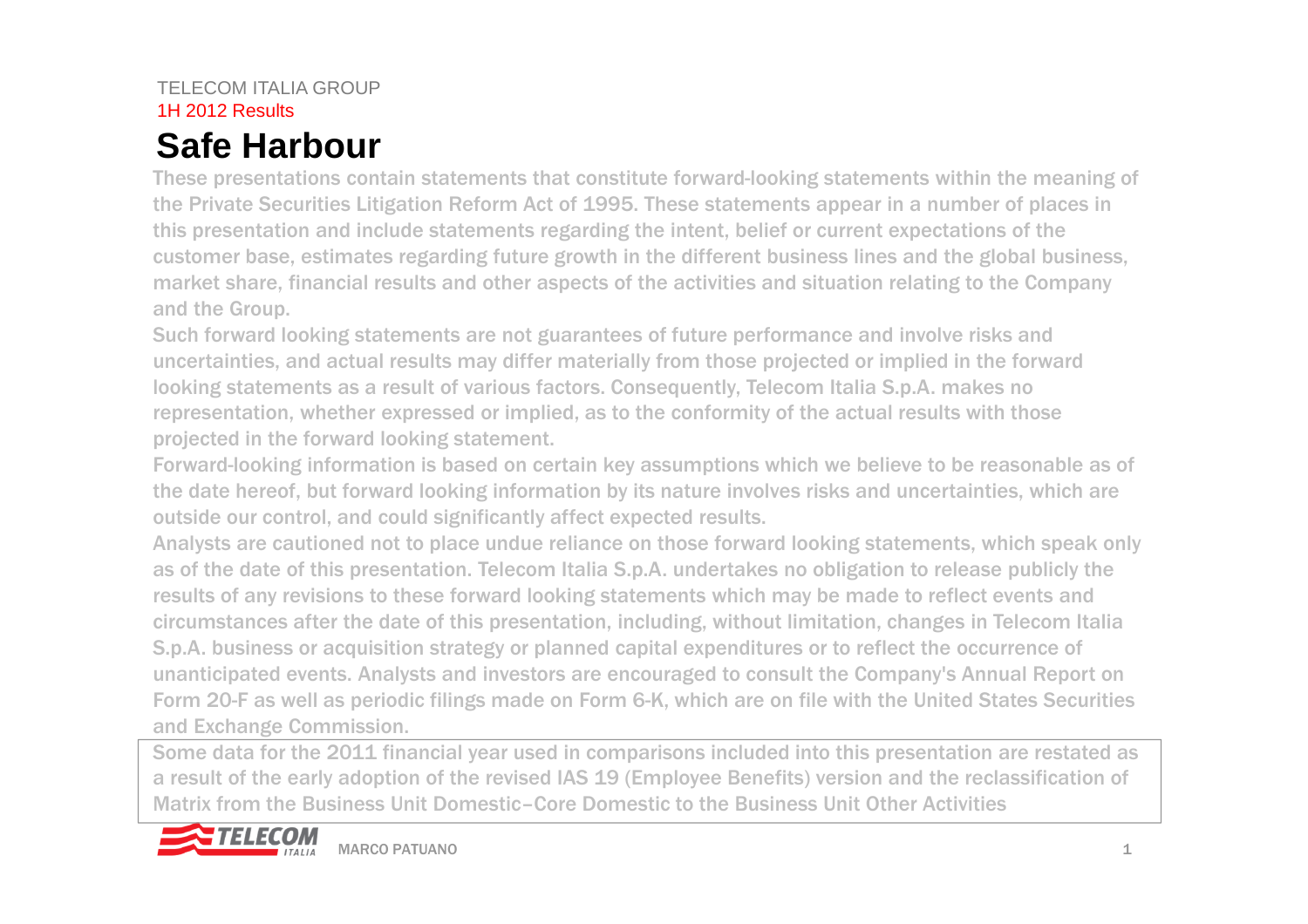TELECOM ITALIA GROUP

1H 2012 Results

# Safe Harbour

These presentations contain statements that constitute forward-looking statements within the meaning of the Private Securities Litigation Reform Act of 1995. These statements appear in a number of places in this presentation and include statements regarding the intent, belief or current expectations of the customer base, estimates regarding future growth in the different business lines and the global business, market share, financial results and other aspects of the activities and situation relating to the Company and the Group.

Such forward looking statements are not guarantees of future performance and involve risks and uncertainties, and actual results may differ materially from those projected or implied in the forward looking statements as a result of various factors. Consequently, Telecom Italia S.p.A. makes no representation, whether expressed or implied, as to the conformity of the actual results with those projected in the forward looking statement.

Forward-looking information is based on certain key assumptions which we believe to be reasonable as of the date hereof, but forward looking information by its nature involves risks and uncertainties, which are outside our control, and could significantly affect expected results.

Analysts are cautioned not to place undue reliance on those forward looking statements, which speak only as of the date of this presentation. Telecom Italia S.p.A. undertakes no obligation to release publicly the results of any revisions to these forward looking statements which may be made to reflect events and circumstances after the date of this presentation, including, without limitation, changes in Telecom Italia S.p.A. business or acquisition strategy or planned capital expenditures or to reflect the occurrence of unanticipated events. Analysts and investors are encouraged to consult the Company's Annual Report on Form 20-F as well as periodic filings made on Form 6-K, which are on file with the United States Securities and Exchange Commission.

Some data for the 2011 financial year used in comparisons included into this presentation are restated as a result of the early adoption of the revised IAS 19 (Employee Benefits) version and the reclassification of Matrix from the Business Unit Domestic–Core Domestic to the Business Unit Other Activities

MARCO PATUANO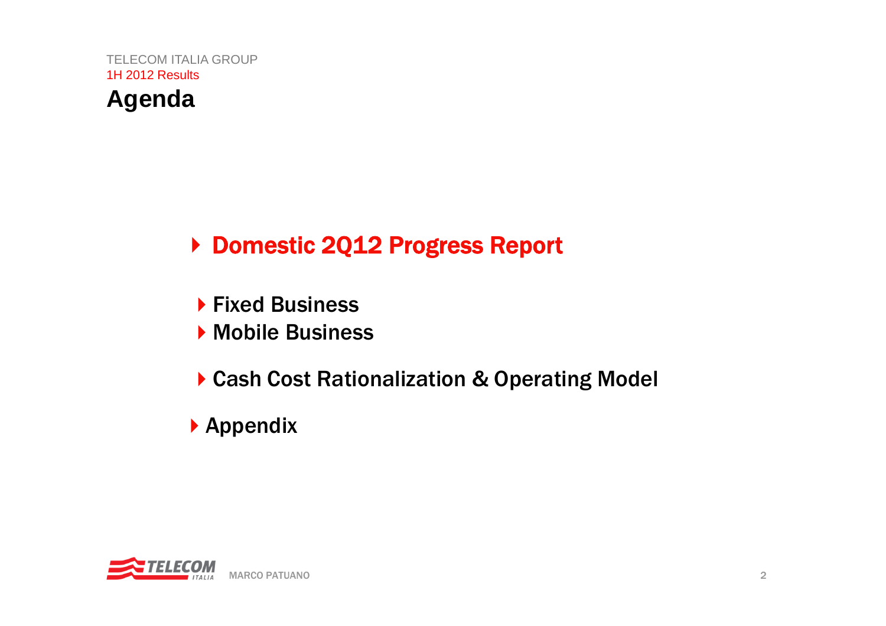TELECOM ITALIA GROUP

1H 2012 Results

# Agenda

- **Domestic 2Q12 Progress Report**
  - **Fixed Business**
  - **Mobile Business**
  - **Cash Cost Rationalization & Operating Model**
- **Appendix**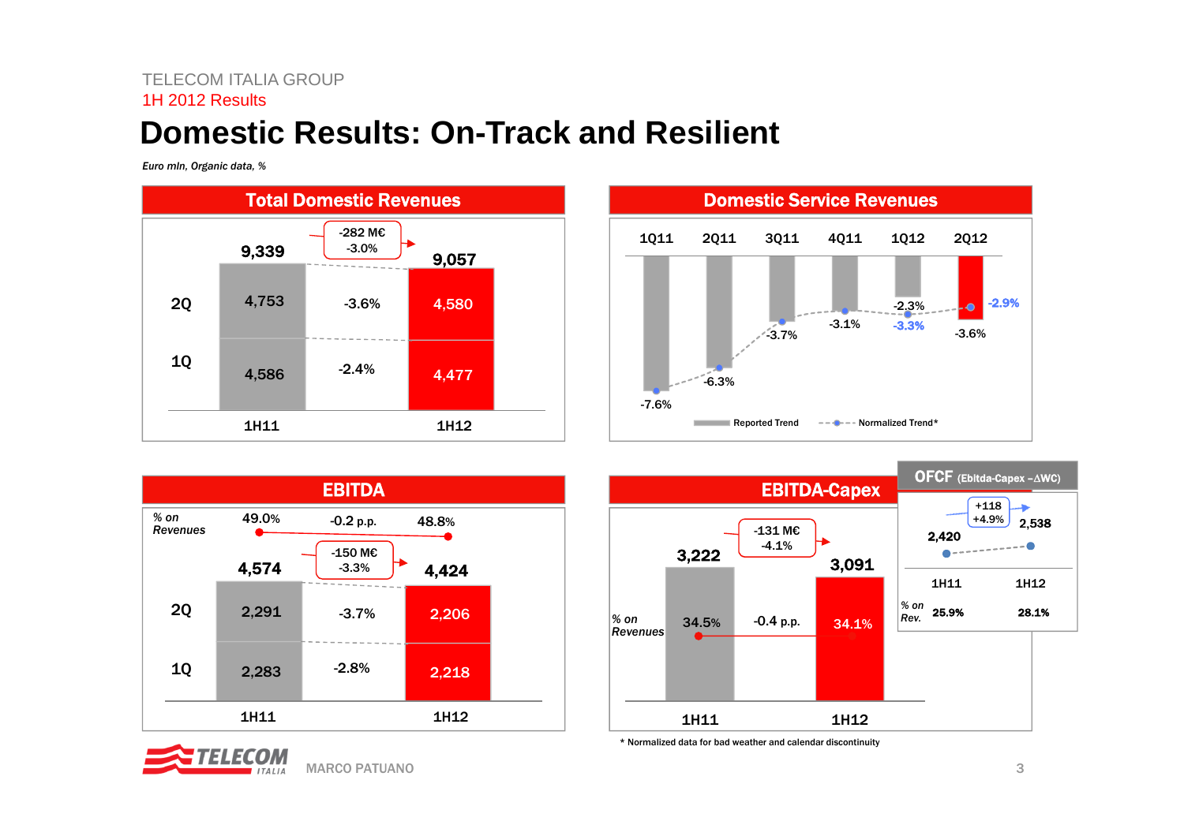# Domestic Results: On-Track and Resilient

*Euro mln, Organic data, %*

## Total Domestic Revenues

| | 1H11 | Δ | 1H12 |
|---|---|---|---|
| 2Q | 4,753 | -3.6% | 4,580 |
| 1Q | 4,586 | -2.4% | 4,477 |
| Total | 9,339 | -282 M€ / -3.0% | 9,057 |

## Domestic Service Revenues

| | 1Q11 | 2Q11 | 3Q11 | 4Q11 | 1Q12 | 2Q12 |
|---|---|---|---|---|---|---|
| Reported Trend | -7.6% | -6.3% | -3.7% | -3.1% | -2.3% | -3.6% |
| Normalized Trend* | | | | | -3.3% | -2.9% |

## EBITDA

| | 1H11 | Δ | 1H12 |
|---|---|---|---|
| % on Revenues | 49.0% | -0.2 p.p. | 48.8% |
| 2Q | 2,291 | -3.7% | 2,206 |
| 1Q | 2,283 | -2.8% | 2,218 |
| Total | 4,574 | -150 M€ / -3.3% | 4,424 |

## EBITDA-Capex

| | 1H11 | Δ | 1H12 |
|---|---|---|---|
| EBITDA-Capex | 3,222 | -131 M€ / -4.1% | 3,091 |
| % on Revenues | 34.5% | -0.4 p.p. | 34.1% |

## OFCF (Ebitda-Capex –ΔWC)

| | 1H11 | Δ | 1H12 |
|---|---|---|---|
| OFCF | 2,420 | +118 / +4.9% | 2,538 |
| % on Rev. | 25.9% | | 28.1% |

\* Normalized data for bad weather and calendar discontinuity

MARCO PATUANO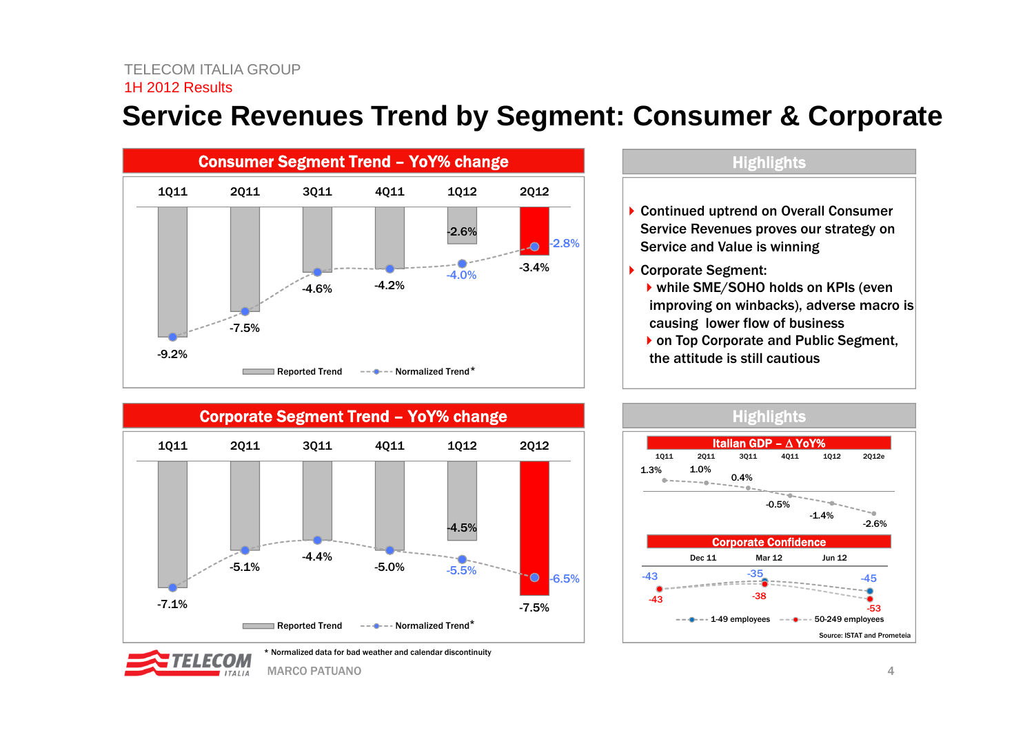# Service Revenues Trend by Segment: Consumer & Corporate

## Consumer Segment Trend – YoY% change

| | 1Q11 | 2Q11 | 3Q11 | 4Q11 | 1Q12 | 2Q12 |
|---|---|---|---|---|---|---|
| Reported Trend | -9.2% | -7.5% | -4.6% | -4.2% | -2.6% | -3.4% |
| Normalized Trend* | | | | | -4.0% | -2.8% |

## Highlights

- Continued uptrend on Overall Consumer Service Revenues proves our strategy on Service and Value is winning
- Corporate Segment:
  - while SME/SOHO holds on KPIs (even improving on winbacks), adverse macro is causing lower flow of business
  - on Top Corporate and Public Segment, the attitude is still cautious

## Corporate Segment Trend – YoY% change

| | 1Q11 | 2Q11 | 3Q11 | 4Q11 | 1Q12 | 2Q12 |
|---|---|---|---|---|---|---|
| Reported Trend | -7.1% | -5.1% | -4.4% | -5.0% | -4.5% | -7.5% |
| Normalized Trend* | | | | | -5.5% | -6.5% |

## Highlights

**Italian GDP – Δ YoY%**

| 1Q11 | 2Q11 | 3Q11 | 4Q11 | 1Q12 | 2Q12e |
|---|---|---|---|---|---|
| 1.3% | 1.0% | 0.4% | -0.5% | -1.4% | -2.6% |

**Corporate Confidence**

| | Dec 11 | Mar 12 | Jun 12 |
|---|---|---|---|
| 1-49 employees | -43 | -35 | -45 |
| 50-249 employees | -43 | -38 | -53 |

Source: ISTAT and Prometeia

\* Normalized data for bad weather and calendar discontinuity

MARCO PATUANO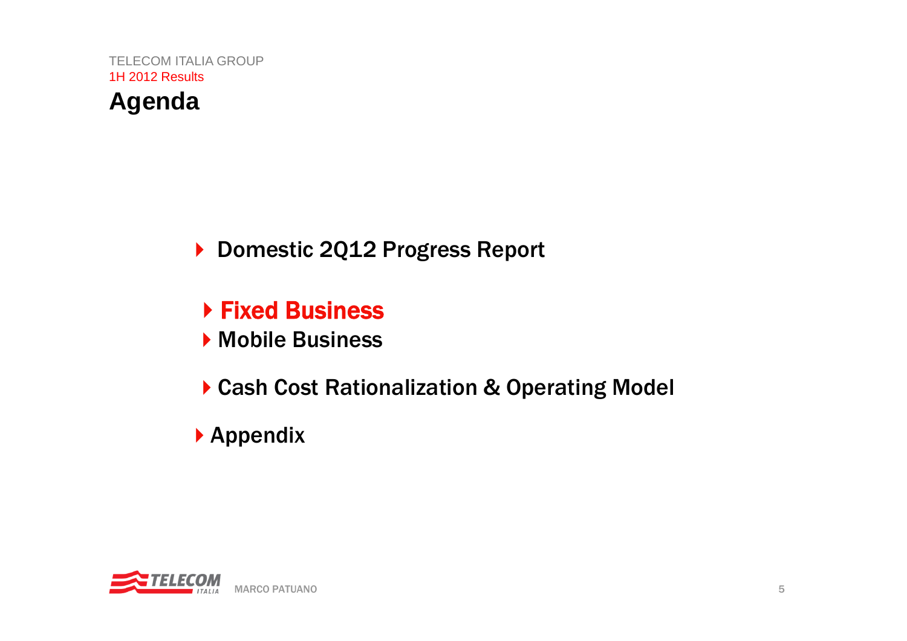# Agenda

- Domestic 2Q12 Progress Report
  - **Fixed Business**
  - Mobile Business
  - Cash Cost Rationalization & Operating Model
- Appendix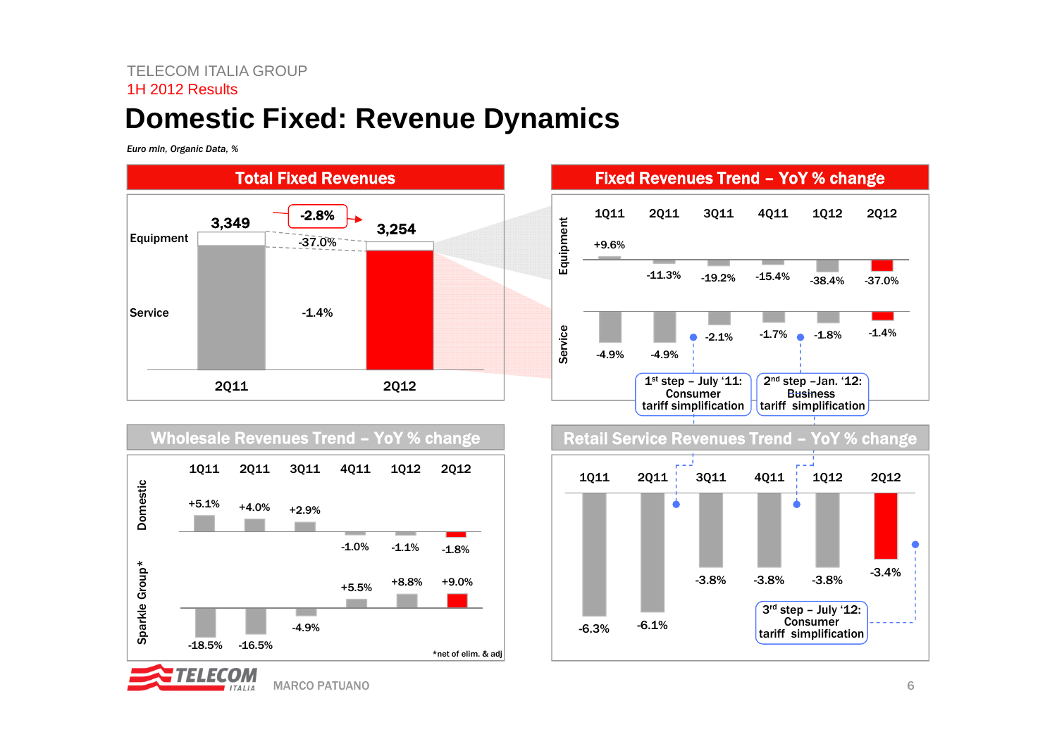TELECOM ITALIA GROUP

1H 2012 Results

# Domestic Fixed: Revenue Dynamics

*Euro mln, Organic Data, %*

## Total Fixed Revenues

| | 2Q11 | Change | 2Q12 |
|---|---|---|---|
| Total | 3,349 | -2.8% | 3,254 |
| Equipment | | -37.0% | |
| Service | | -1.4% | |

## Fixed Revenues Trend – YoY % change

| | 1Q11 | 2Q11 | 3Q11 | 4Q11 | 1Q12 | 2Q12 |
|---|---|---|---|---|---|---|
| Equipment | +9.6% | -11.3% | -19.2% | -15.4% | -38.4% | -37.0% |
| Service | -4.9% | -4.9% | -2.1% | -1.7% | -1.8% | -1.4% |

1st step – July '11: Consumer tariff simplification

2nd step – Jan. '12: Business tariff simplification

## Wholesale Revenues Trend – YoY % change

| | 1Q11 | 2Q11 | 3Q11 | 4Q11 | 1Q12 | 2Q12 |
|---|---|---|---|---|---|---|
| Domestic | +5.1% | +4.0% | +2.9% | -1.0% | -1.1% | -1.8% |
| Sparkle Group* | -18.5% | -16.5% | -4.9% | +5.5% | +8.8% | +9.0% |

*net of elim. & adj

## Retail Service Revenues Trend – YoY % change

| 1Q11 | 2Q11 | 3Q11 | 4Q11 | 1Q12 | 2Q12 |
|---|---|---|---|---|---|
| -6.3% | -6.1% | -3.8% | -3.8% | -3.8% | -3.4% |

3rd step – July '12: Consumer tariff simplification

MARCO PATUANO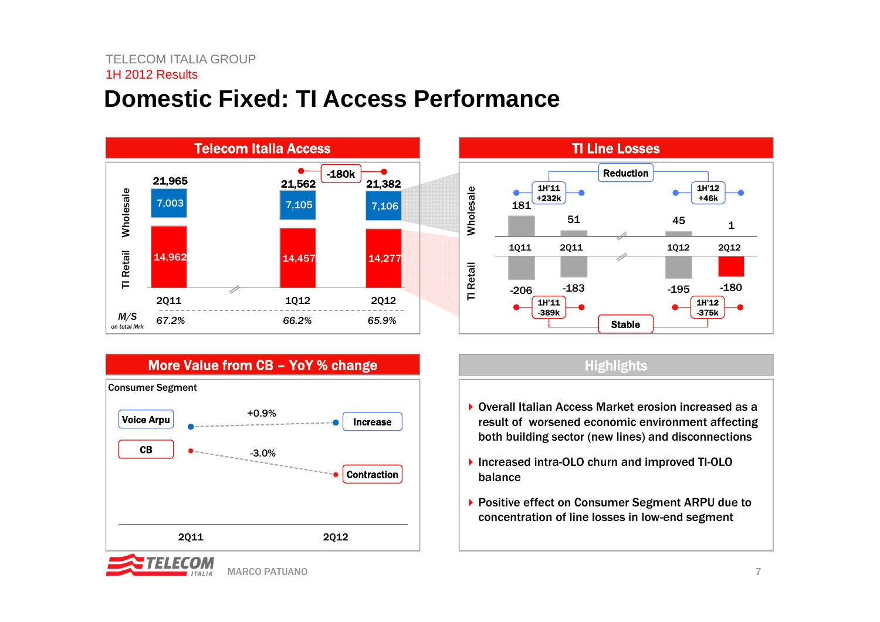TELECOM ITALIA GROUP
1H 2012 Results

# Domestic Fixed: TI Access Performance

## Telecom Italia Access

| | 2Q11 | 1Q12 | 2Q12 |
|---|---|---|---|
| Total | 21,965 | 21,562 | 21,382 |
| Wholesale | 7,003 | 7,105 | 7,106 |
| TI Retail | 14,962 | 14,457 | 14,277 |
| M/S on total Mrk | 67.2% | 66.2% | 65.9% |

-180k

## TI Line Losses

| | 1Q11 | 2Q11 | 1Q12 | 2Q12 |
|---|---|---|---|---|
| Wholesale | 181 | 51 | 45 | 1 |
| TI Retail | -206 | -183 | -195 | -180 |

- Wholesale: 1H'11 +232k; 1H'12 +46k — Reduction
- TI Retail: 1H'11 -389k; 1H'12 -375k — Stable

## More Value from CB – YoY % change

Consumer Segment

| | 2Q11 → 2Q12 | |
|---|---|---|
| Voice Arpu | +0.9% | Increase |
| CB | -3.0% | Contraction |

## Highlights

- Overall Italian Access Market erosion increased as a result of worsened economic environment affecting both building sector (new lines) and disconnections
- Increased intra-OLO churn and improved TI-OLO balance
- Positive effect on Consumer Segment ARPU due to concentration of line losses in low-end segment

MARCO PATUANO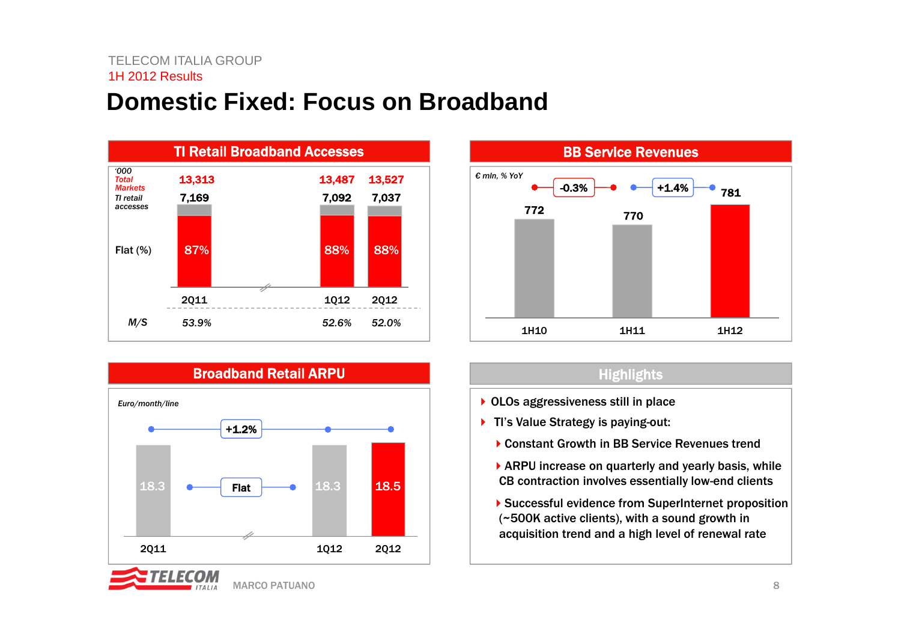TELECOM ITALIA GROUP

1H 2012 Results

# Domestic Fixed: Focus on Broadband

## TI Retail Broadband Accesses

'000

| | 2Q11 | 1Q12 | 2Q12 |
|---|---|---|---|
| Total Markets | 13,313 | 13,487 | 13,527 |
| TI retail accesses | 7,169 | 7,092 | 7,037 |
| Flat (%) | 87% | 88% | 88% |
| M/S | 53.9% | 52.6% | 52.0% |

## BB Service Revenues

€ mln, % YoY

| 1H10 | 1H11 | 1H12 |
|---|---|---|
| 772 | 770 | 781 |

- 1H10 → 1H11: -0.3%
- 1H11 → 1H12: +1.4%

## Broadband Retail ARPU

Euro/month/line

| 2Q11 | 1Q12 | 2Q12 |
|---|---|---|
| 18.3 | 18.3 | 18.5 |

- 2Q11 → 1Q12: Flat
- 2Q11 → 2Q12: +1.2%

## Highlights

- OLOs aggressiveness still in place
- TI's Value Strategy is paying-out:
  - Constant Growth in BB Service Revenues trend
  - ARPU increase on quarterly and yearly basis, while CB contraction involves essentially low-end clients
  - Successful evidence from SuperInternet proposition (~500K active clients), with a sound growth in acquisition trend and a high level of renewal rate

MARCO PATUANO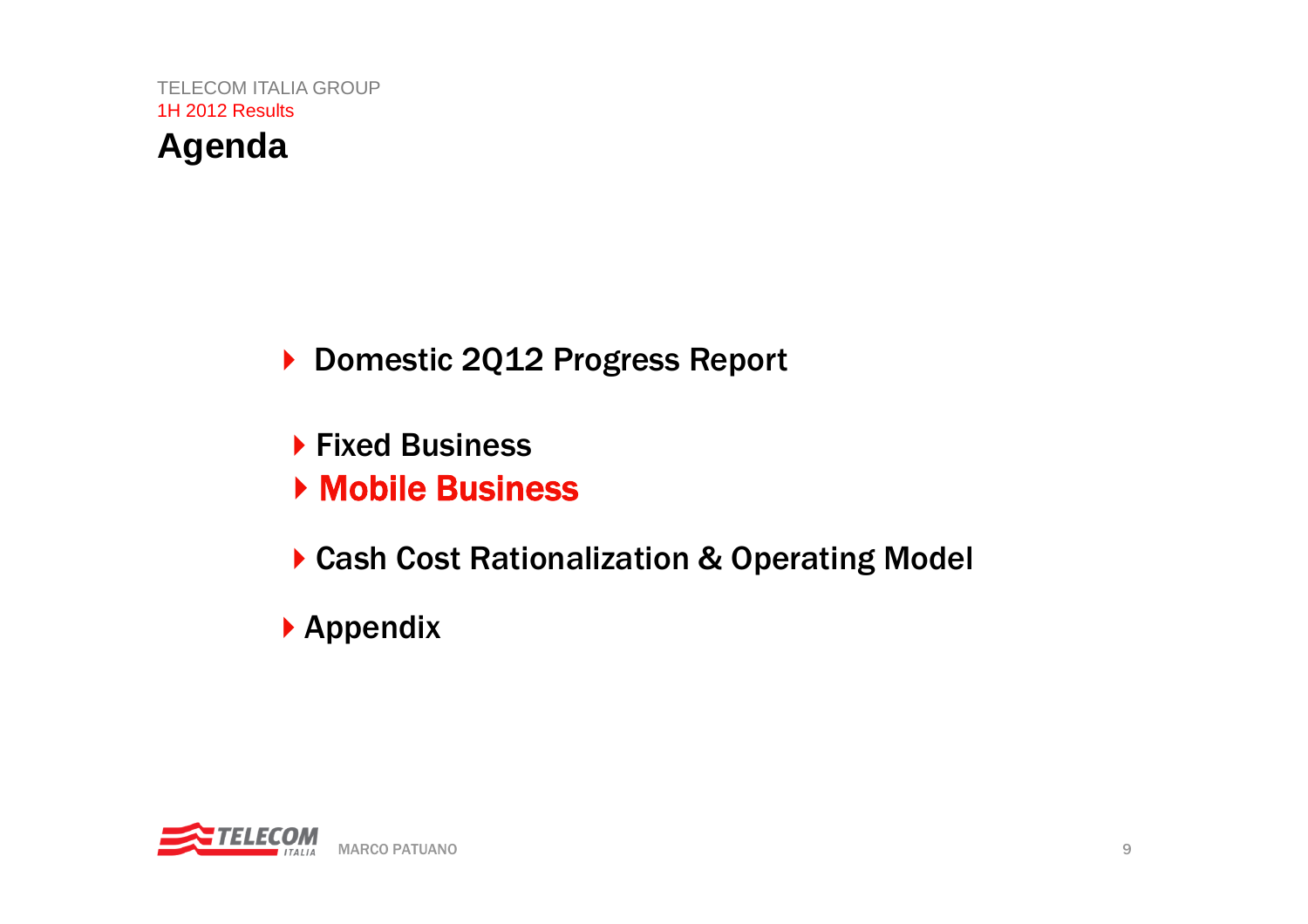# Agenda

- Domestic 2Q12 Progress Report
  - Fixed Business
  - **Mobile Business**
  - Cash Cost Rationalization & Operating Model
- Appendix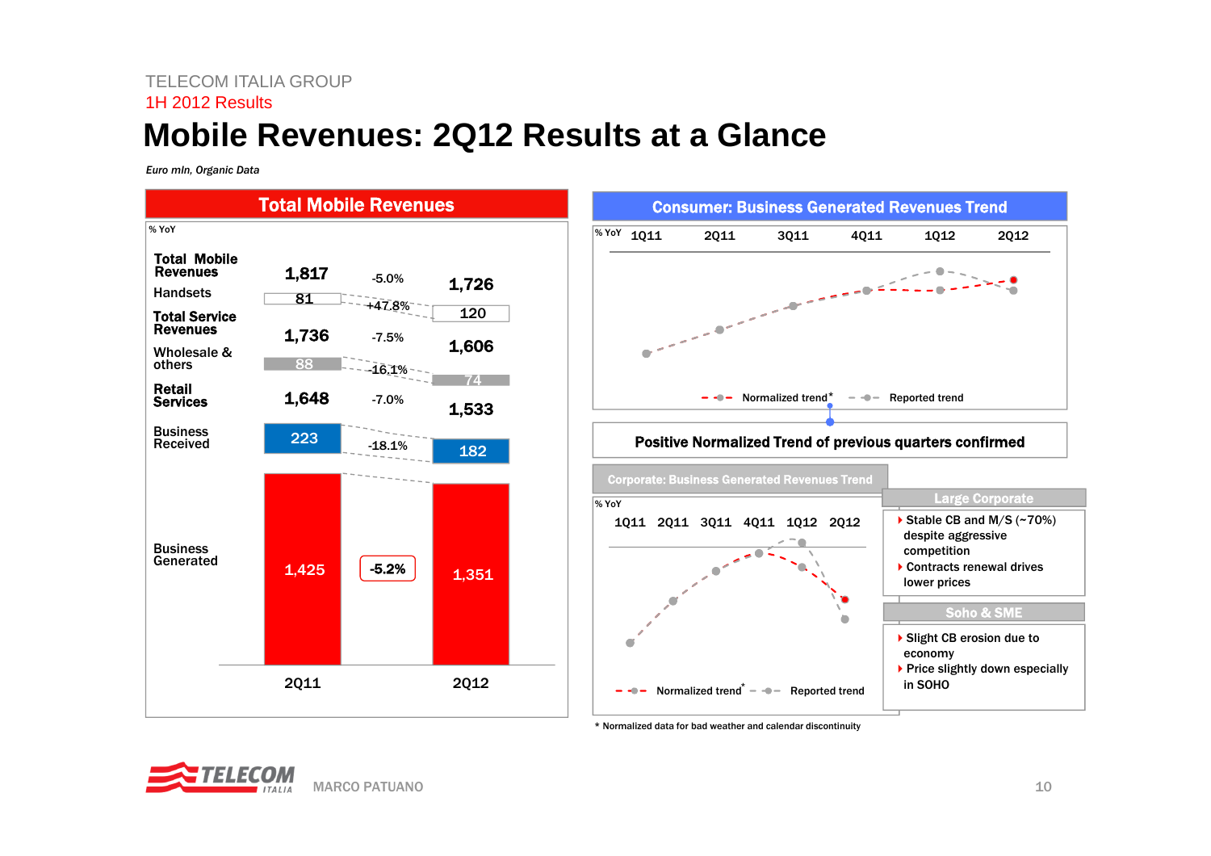TELECOM ITALIA GROUP

1H 2012 Results

# Mobile Revenues: 2Q12 Results at a Glance

*Euro mln, Organic Data*

## Total Mobile Revenues

| % YoY | 2Q11 | | 2Q12 |
|---|---|---|---|
| **Total Mobile Revenues** | 1,817 | -5.0% | 1,726 |
| Handsets | 81 | +47.8% | 120 |
| **Total Service Revenues** | 1,736 | -7.5% | 1,606 |
| Wholesale & others | 88 | -16.1% | 74 |
| **Retail Services** | 1,648 | -7.0% | 1,533 |
| Business Received | 223 | -18.1% | 182 |
| Business Generated | 1,425 | -5.2% | 1,351 |

## Consumer: Business Generated Revenues Trend

% YoY — 1Q11, 2Q11, 3Q11, 4Q11, 1Q12, 2Q12

Normalized trend* / Reported trend

**Positive Normalized Trend of previous quarters confirmed**

## Corporate: Business Generated Revenues Trend

% YoY — 1Q11, 2Q11, 3Q11, 4Q11, 1Q12, 2Q12

Normalized trend* / Reported trend

### Large Corporate

- Stable CB and M/S (~70%) despite aggressive competition
- Contracts renewal drives lower prices

### Soho & SME

- Slight CB erosion due to economy
- Price slightly down especially in SOHO

\* Normalized data for bad weather and calendar discontinuity

MARCO PATUANO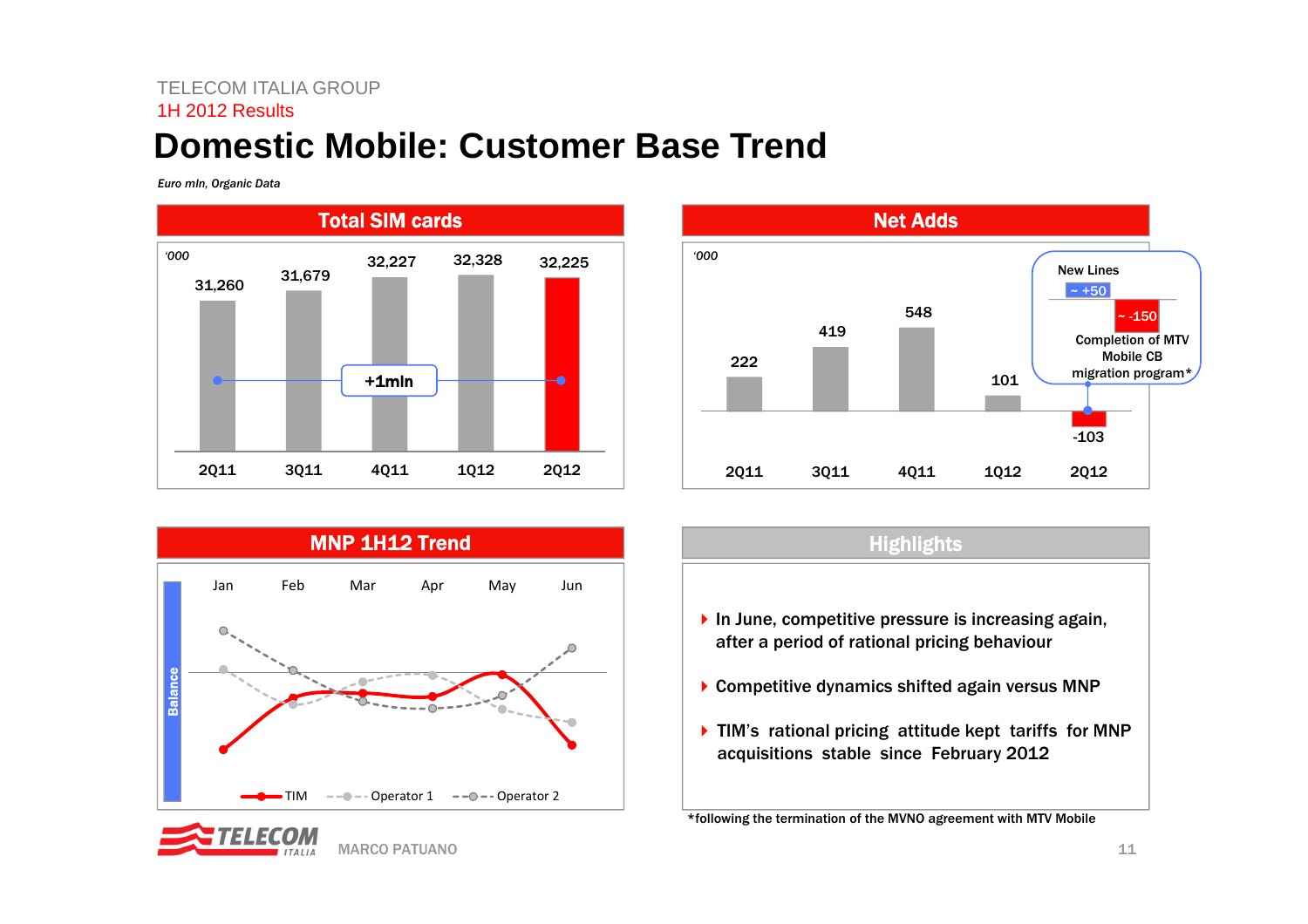# Domestic Mobile: Customer Base Trend

*Euro mln, Organic Data*

## Total SIM cards

'000

| 2Q11 | 3Q11 | 4Q11 | 1Q12 | 2Q12 |
|---|---|---|---|---|
| 31,260 | 31,679 | 32,227 | 32,328 | 32,225 |

+1mln

## Net Adds

'000

| 2Q11 | 3Q11 | 4Q11 | 1Q12 | 2Q12 |
|---|---|---|---|---|
| 222 | 419 | 548 | 101 | -103 |

New Lines: ~ +50

~ -150 Completion of MTV Mobile CB migration program*

## MNP 1H12 Trend

Balance

Jan, Feb, Mar, Apr, May, Jun

TIM, Operator 1, Operator 2

## Highlights

- In June, competitive pressure is increasing again, after a period of rational pricing behaviour
- Competitive dynamics shifted again versus MNP
- TIM's rational pricing attitude kept tariffs for MNP acquisitions stable since February 2012

*following the termination of the MVNO agreement with MTV Mobile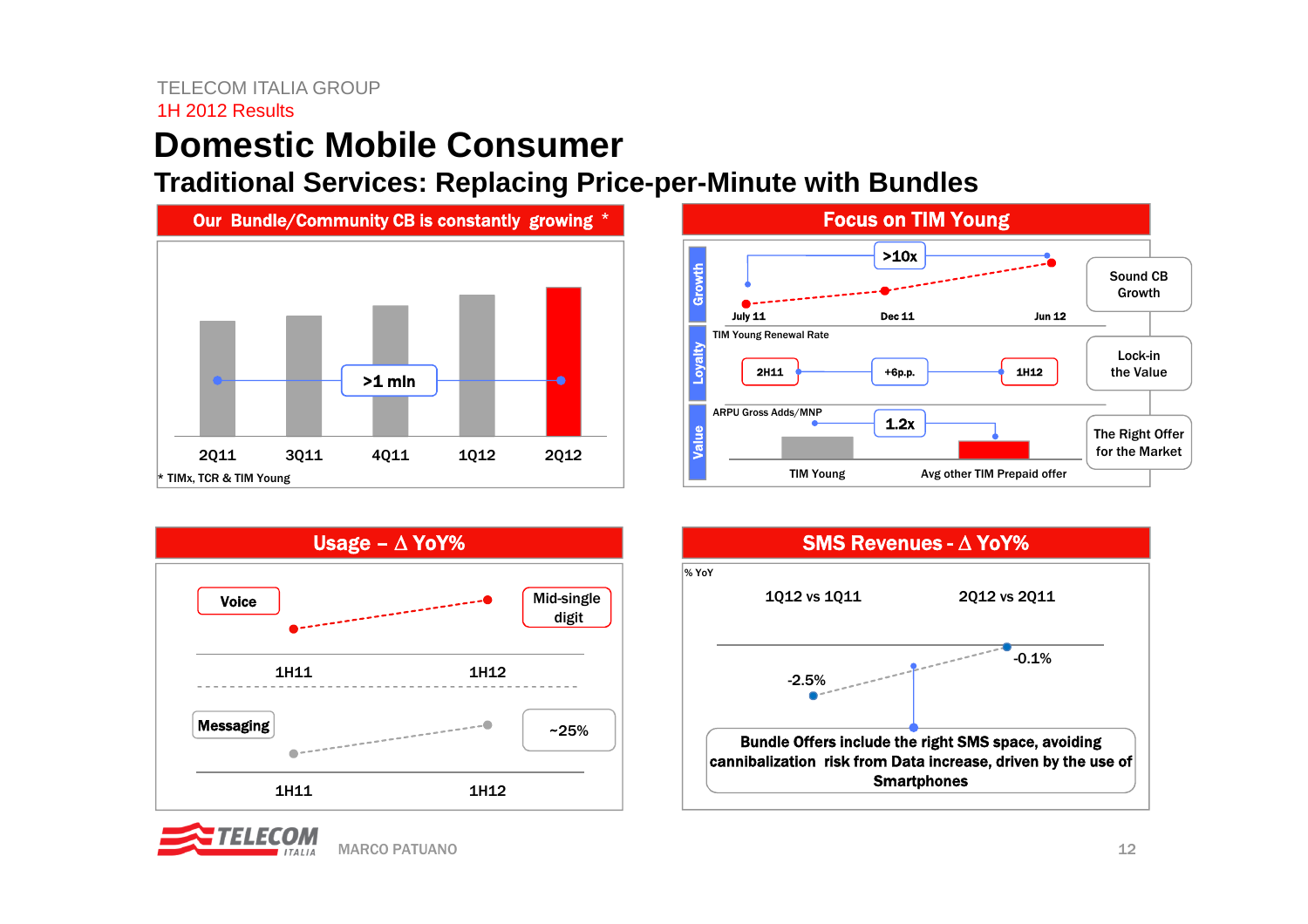TELECOM ITALIA GROUP
1H 2012 Results

# Domestic Mobile Consumer

## Traditional Services: Replacing Price-per-Minute with Bundles

### Our Bundle/Community CB is constantly growing *

>1 mln

2Q11 | 3Q11 | 4Q11 | 1Q12 | 2Q12

* TIMx, TCR & TIM Young

### Focus on TIM Young

**Growth**

>10x

July 11 | Dec 11 | Jun 12

Sound CB Growth

**Loyalty**

TIM Young Renewal Rate

2H11 | +6p.p. | 1H12

Lock-in the Value

**Value**

ARPU Gross Adds/MNP

1.2x

TIM Young | Avg other TIM Prepaid offer

The Right Offer for the Market

### Usage – Δ YoY%

**Voice**: 1H11 → 1H12: Mid-single digit

**Messaging**: 1H11 → 1H12: ~25%

### SMS Revenues - Δ YoY%

% YoY

| 1Q12 vs 1Q11 | 2Q12 vs 2Q11 |
|---|---|
| -2.5% | -0.1% |

**Bundle Offers include the right SMS space, avoiding cannibalization risk from Data increase, driven by the use of Smartphones**

MARCO PATUANO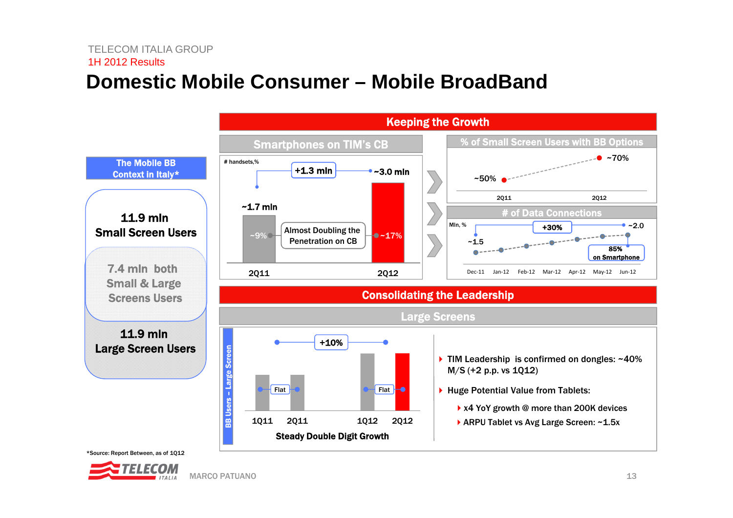# Domestic Mobile Consumer – Mobile BroadBand

## The Mobile BB Context in Italy*

**11.9 mln Small Screen Users**

7.4 mln both Small & Large Screens Users

**11.9 mln Large Screen Users**

## Keeping the Growth

### Smartphones on TIM's CB

# handsets,%

| | 2Q11 | 2Q12 |
|---|---|---|
| Handsets | ~1.7 mln | ~3.0 mln |
| Penetration on CB | ~9% | ~17% |

+1.3 mln

Almost Doubling the Penetration on CB

### % of Small Screen Users with BB Options

| 2Q11 | 2Q12 |
|---|---|
| ~50% | ~70% |

### # of Data Connections

Mln, %

Dec-11: ~1.5 → Jun-12: ~2.0 (+30%)

Dec-11, Jan-12, Feb-12, Mar-12, Apr-12, May-12, Jun-12

85% on Smartphone

## Consolidating the Leadership

### Large Screens

BB Users – Large Screen

1Q11, 2Q11 (Flat); 1Q12, 2Q12 (Flat); +10%

**Steady Double Digit Growth**

- TIM Leadership is confirmed on dongles: ~40% M/S (+2 p.p. vs 1Q12)
- Huge Potential Value from Tablets:
  - x4 YoY growth @ more than 200K devices
  - ARPU Tablet vs Avg Large Screen: ~1.5x

*Source: Report Between, as of 1Q12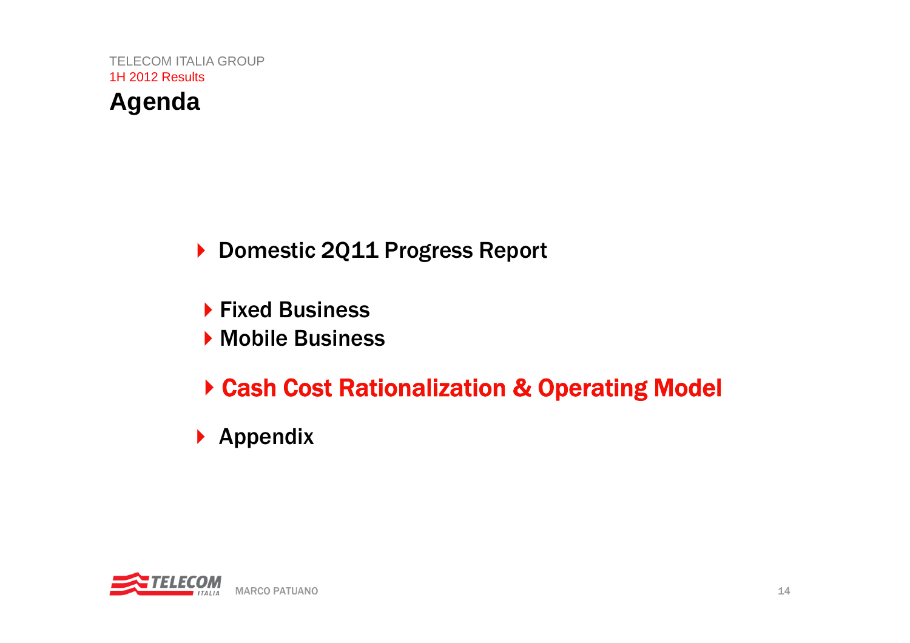TELECOM ITALIA GROUP

1H 2012 Results

# Agenda

- Domestic 2Q11 Progress Report
  - Fixed Business
  - Mobile Business
  - **Cash Cost Rationalization & Operating Model**
- Appendix

MARCO PATUANO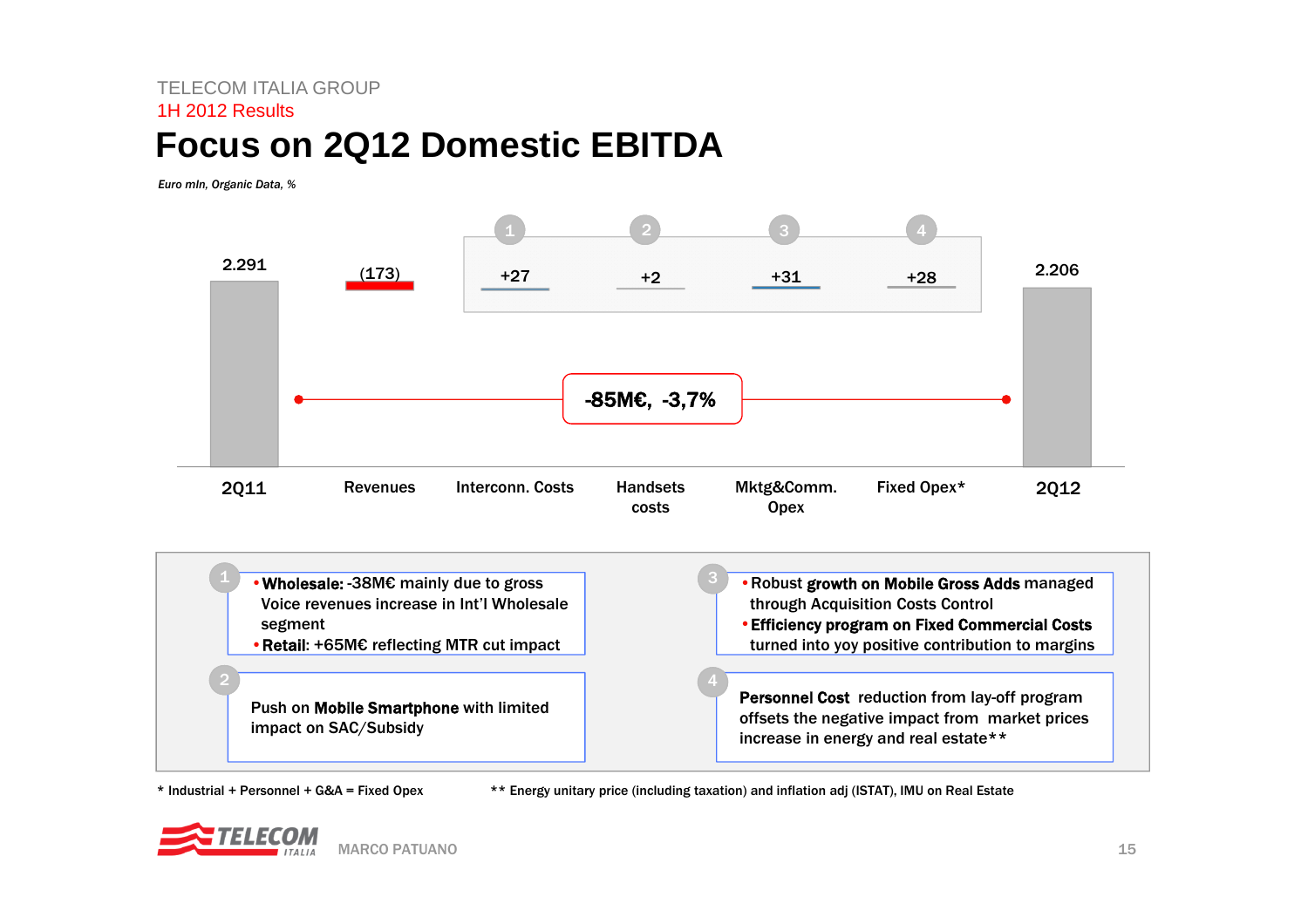TELECOM ITALIA GROUP

1H 2012 Results

# Focus on 2Q12 Domestic EBITDA

*Euro mln, Organic Data, %*

| 2Q11 | Revenues | Interconn. Costs (1) | Handsets costs (2) | Mktg&Comm. Opex (3) | Fixed Opex* (4) | 2Q12 |
|---|---|---|---|---|---|---|
| 2.291 | (173) | +27 | +2 | +31 | +28 | 2.206 |

**-85M€, -3,7%**

1.
   - **Wholesale:** -38M€ mainly due to gross Voice revenues increase in Int'l Wholesale segment
   - **Retail:** +65M€ reflecting MTR cut impact

2. Push on **Mobile Smartphone** with limited impact on SAC/Subsidy

3.
   - Robust **growth on Mobile Gross Adds** managed through Acquisition Costs Control
   - **Efficiency program on Fixed Commercial Costs** turned into yoy positive contribution to margins

4. **Personnel Cost** reduction from lay-off program offsets the negative impact from market prices increase in energy and real estate**

\* Industrial + Personnel + G&A = Fixed Opex

\*\* Energy unitary price (including taxation) and inflation adj (ISTAT), IMU on Real Estate

MARCO PATUANO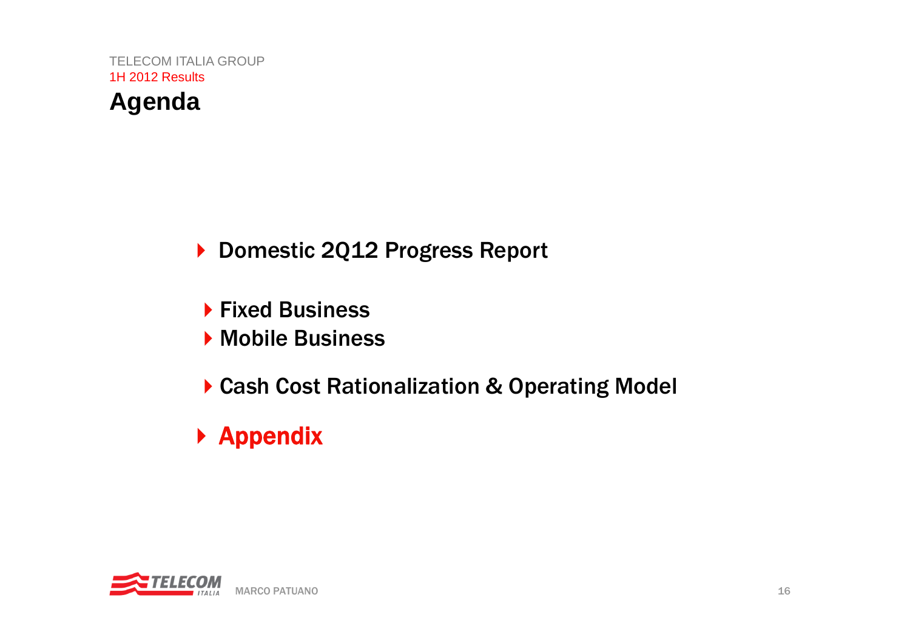# Agenda

- Domestic 2Q12 Progress Report
  - Fixed Business
  - Mobile Business
  - Cash Cost Rationalization & Operating Model
- Appendix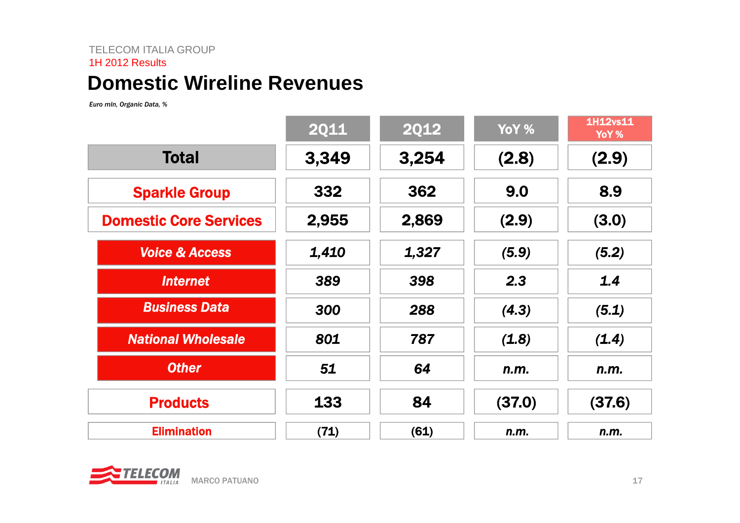TELECOM ITALIA GROUP
1H 2012 Results

# Domestic Wireline Revenues

*Euro mln, Organic Data, %*

| | 2Q11 | 2Q12 | YoY % | 1H12vs11 YoY % |
|---|---|---|---|---|
| **Total** | 3,349 | 3,254 | (2.8) | (2.9) |
| **Sparkle Group** | 332 | 362 | 9.0 | 8.9 |
| **Domestic Core Services** | 2,955 | 2,869 | (2.9) | (3.0) |
| *Voice & Access* | *1,410* | *1,327* | *(5.9)* | *(5.2)* |
| *Internet* | *389* | *398* | *2.3* | *1.4* |
| *Business Data* | *300* | *288* | *(4.3)* | *(5.1)* |
| *National Wholesale* | *801* | *787* | *(1.8)* | *(1.4)* |
| *Other* | *51* | *64* | *n.m.* | *n.m.* |
| **Products** | 133 | 84 | (37.0) | (37.6) |
| **Elimination** | (71) | (61) | n.m. | n.m. |

MARCO PATUANO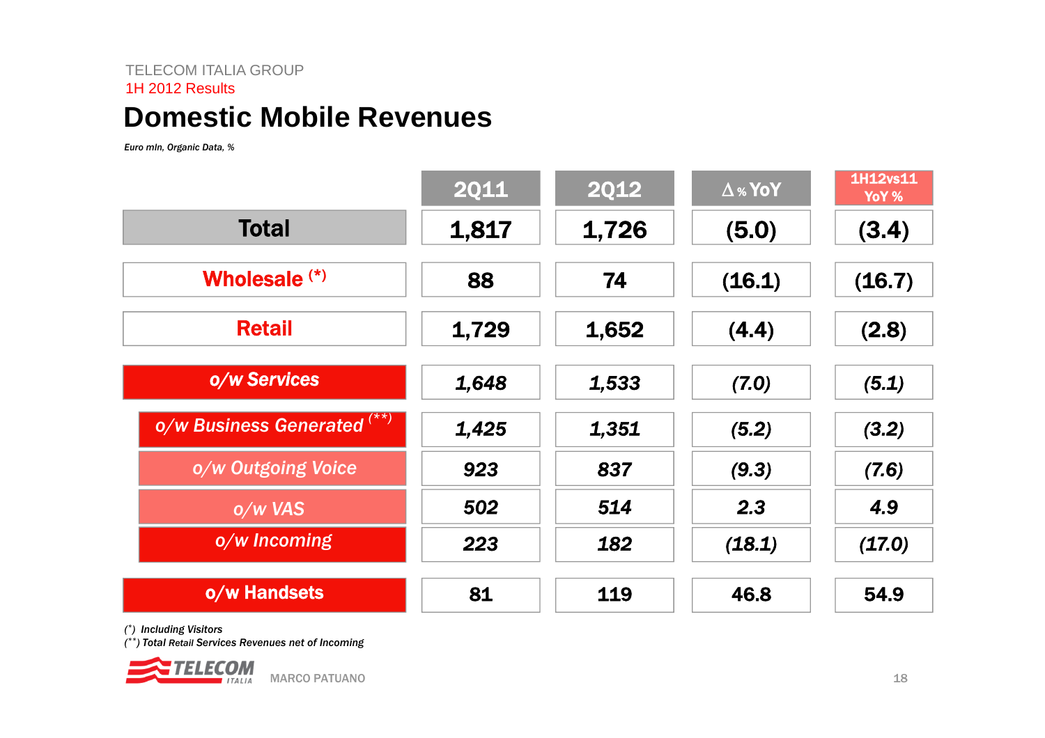TELECOM ITALIA GROUP

1H 2012 Results

# Domestic Mobile Revenues

*Euro mln, Organic Data, %*

| | 2Q11 | 2Q12 | Δ % YoY | 1H12vs11 YoY % |
|---|---|---|---|---|
| **Total** | 1,817 | 1,726 | (5.0) | (3.4) |
| **Wholesale (*)** | 88 | 74 | (16.1) | (16.7) |
| **Retail** | 1,729 | 1,652 | (4.4) | (2.8) |
| ***o/w Services*** | *1,648* | *1,533* | *(7.0)* | *(5.1)* |
| ***o/w Business Generated (**)*** | *1,425* | *1,351* | *(5.2)* | *(3.2)* |
| ***o/w Outgoing Voice*** | *923* | *837* | *(9.3)* | *(7.6)* |
| ***o/w VAS*** | *502* | *514* | *2.3* | *4.9* |
| ***o/w Incoming*** | *223* | *182* | *(18.1)* | *(17.0)* |
| **o/w Handsets** | 81 | 119 | 46.8 | 54.9 |

*(\*) Including Visitors*

*(\*\*) Total Retail Services Revenues net of Incoming*

MARCO PATUANO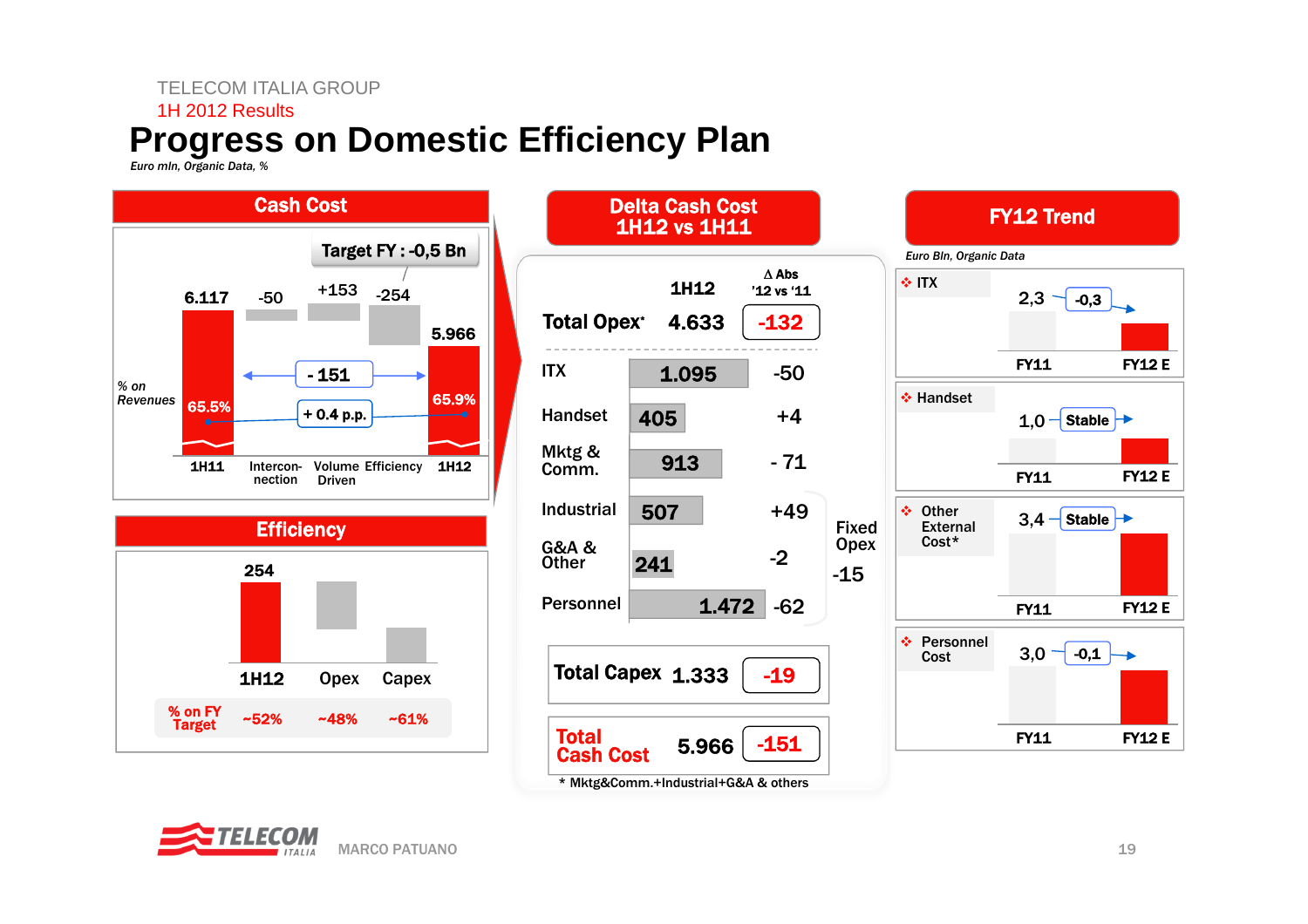TELECOM ITALIA GROUP

1H 2012 Results

# Progress on Domestic Efficiency Plan

*Euro mln, Organic Data, %*

## Cash Cost

Target FY : -0,5 Bn

6.117
-50
+153
-254
5.966

% on Revenues
65.5%
- 151
+ 0.4 p.p.
65.9%

1H11
Intercon-nection
Volume Driven
Efficiency
1H12

## Efficiency

254

1H12
Opex
Capex

% on FY Target
~52%
~48%
~61%

## Delta Cash Cost 1H12 vs 1H11

| | 1H12 | Δ Abs '12 vs '11 |
|---|---|---|
| Total Opex* | 4.633 | -132 |
| ITX | 1.095 | -50 |
| Handset | 405 | +4 |
| Mktg & Comm. | 913 | - 71 |
| Industrial | 507 | +49 |
| G&A & Other | 241 | -2 |
| Personnel | 1.472 | -62 |

Fixed Opex -15

| | | |
|---|---|---|
| Total Capex | 1.333 | -19 |
| Total Cash Cost | 5.966 | -151 |

\* Mktg&Comm.+Industrial+G&A & others

## FY12 Trend

*Euro Bln, Organic Data*

ITX
2,3
-0,3
FY11
FY12 E

Handset
1,0
Stable
FY11
FY12 E

Other External Cost*
3,4
Stable
FY11
FY12 E

Personnel Cost
3,0
-0,1
FY11
FY12 E

MARCO PATUANO